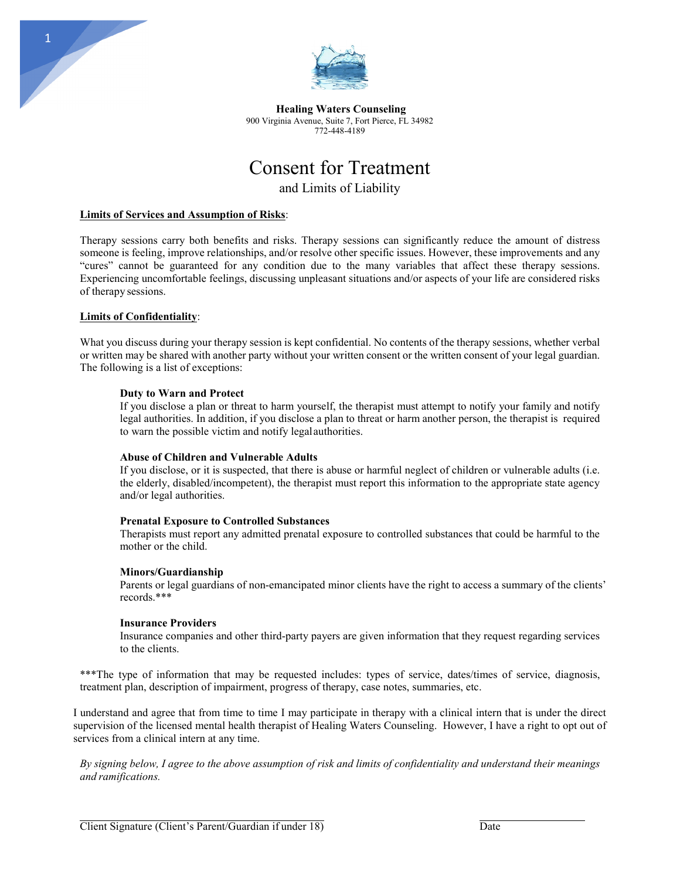**Healing Waters Counseling**
900 Virginia Avenue, Suite 7, Fort Pierce, FL 34982
772-448-4189

# Consent for Treatment

## and Limits of Liability

**Limits of Services and Assumption of Risks**:

Therapy sessions carry both benefits and risks. Therapy sessions can significantly reduce the amount of distress someone is feeling, improve relationships, and/or resolve other specific issues. However, these improvements and any "cures" cannot be guaranteed for any condition due to the many variables that affect these therapy sessions. Experiencing uncomfortable feelings, discussing unpleasant situations and/or aspects of your life are considered risks of therapy sessions.

**Limits of Confidentiality**:

What you discuss during your therapy session is kept confidential. No contents of the therapy sessions, whether verbal or written may be shared with another party without your written consent or the written consent of your legal guardian. The following is a list of exceptions:

**Duty to Warn and Protect**
If you disclose a plan or threat to harm yourself, the therapist must attempt to notify your family and notify legal authorities. In addition, if you disclose a plan to threat or harm another person, the therapist is required to warn the possible victim and notify legal authorities.

**Abuse of Children and Vulnerable Adults**
If you disclose, or it is suspected, that there is abuse or harmful neglect of children or vulnerable adults (i.e. the elderly, disabled/incompetent), the therapist must report this information to the appropriate state agency and/or legal authorities.

**Prenatal Exposure to Controlled Substances**
Therapists must report any admitted prenatal exposure to controlled substances that could be harmful to the mother or the child.

**Minors/Guardianship**
Parents or legal guardians of non-emancipated minor clients have the right to access a summary of the clients' records.***

**Insurance Providers**
Insurance companies and other third-party payers are given information that they request regarding services to the clients.

***The type of information that may be requested includes: types of service, dates/times of service, diagnosis, treatment plan, description of impairment, progress of therapy, case notes, summaries, etc.

I understand and agree that from time to time I may participate in therapy with a clinical intern that is under the direct supervision of the licensed mental health therapist of Healing Waters Counseling. However, I have a right to opt out of services from a clinical intern at any time.

*By signing below, I agree to the above assumption of risk and limits of confidentiality and understand their meanings and ramifications.*

\_\_\_\_\_\_\_\_\_\_\_\_\_\_\_\_\_\_\_\_\_\_\_\_\_\_\_\_\_\_\_\_\_\_\_\_\_\_\_\_\_\_\_\_ &nbsp;&nbsp;&nbsp;&nbsp;&nbsp;&nbsp;&nbsp;&nbsp;&nbsp;&nbsp;&nbsp;&nbsp;\_\_\_\_\_\_\_\_\_\_\_\_\_\_\_\_\_\_\_\_
Client Signature (Client's Parent/Guardian if under 18) &nbsp;&nbsp;&nbsp;&nbsp;&nbsp;&nbsp;&nbsp;&nbsp;&nbsp;&nbsp;&nbsp;&nbsp;Date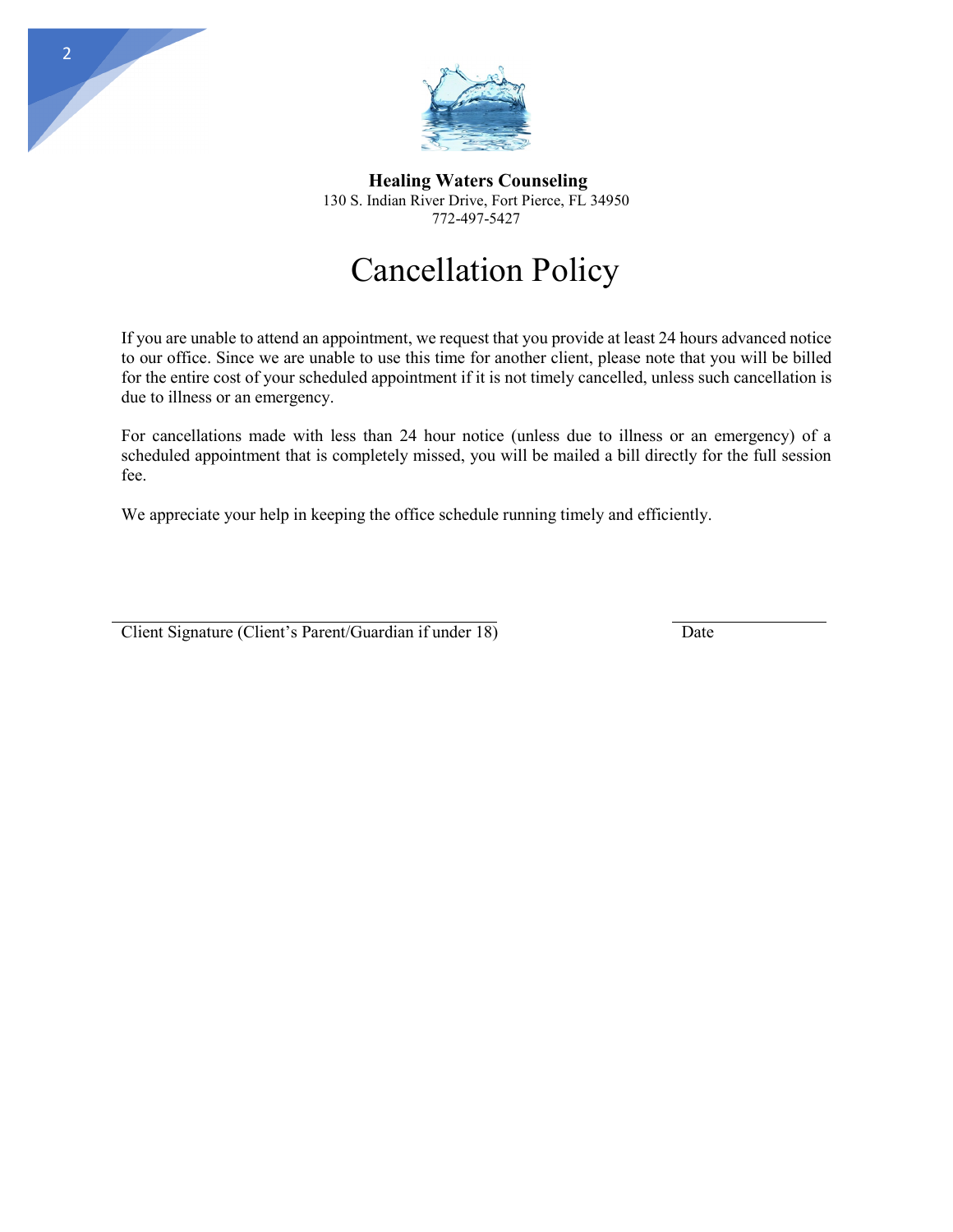**Healing Waters Counseling**
130 S. Indian River Drive, Fort Pierce, FL 34950
772-497-5427

# Cancellation Policy

If you are unable to attend an appointment, we request that you provide at least 24 hours advanced notice to our office. Since we are unable to use this time for another client, please note that you will be billed for the entire cost of your scheduled appointment if it is not timely cancelled, unless such cancellation is due to illness or an emergency.

For cancellations made with less than 24 hour notice (unless due to illness or an emergency) of a scheduled appointment that is completely missed, you will be mailed a bill directly for the full session fee.

We appreciate your help in keeping the office schedule running timely and efficiently.

\_\_\_\_\_\_\_\_\_\_\_\_\_\_\_\_\_\_\_\_\_\_\_\_\_\_\_\_\_\_\_\_\_\_\_\_\_\_\_\_\_\_\_\_
Client Signature (Client's Parent/Guardian if under 18)

\_\_\_\_\_\_\_\_\_\_\_\_\_\_\_\_\_\_
Date